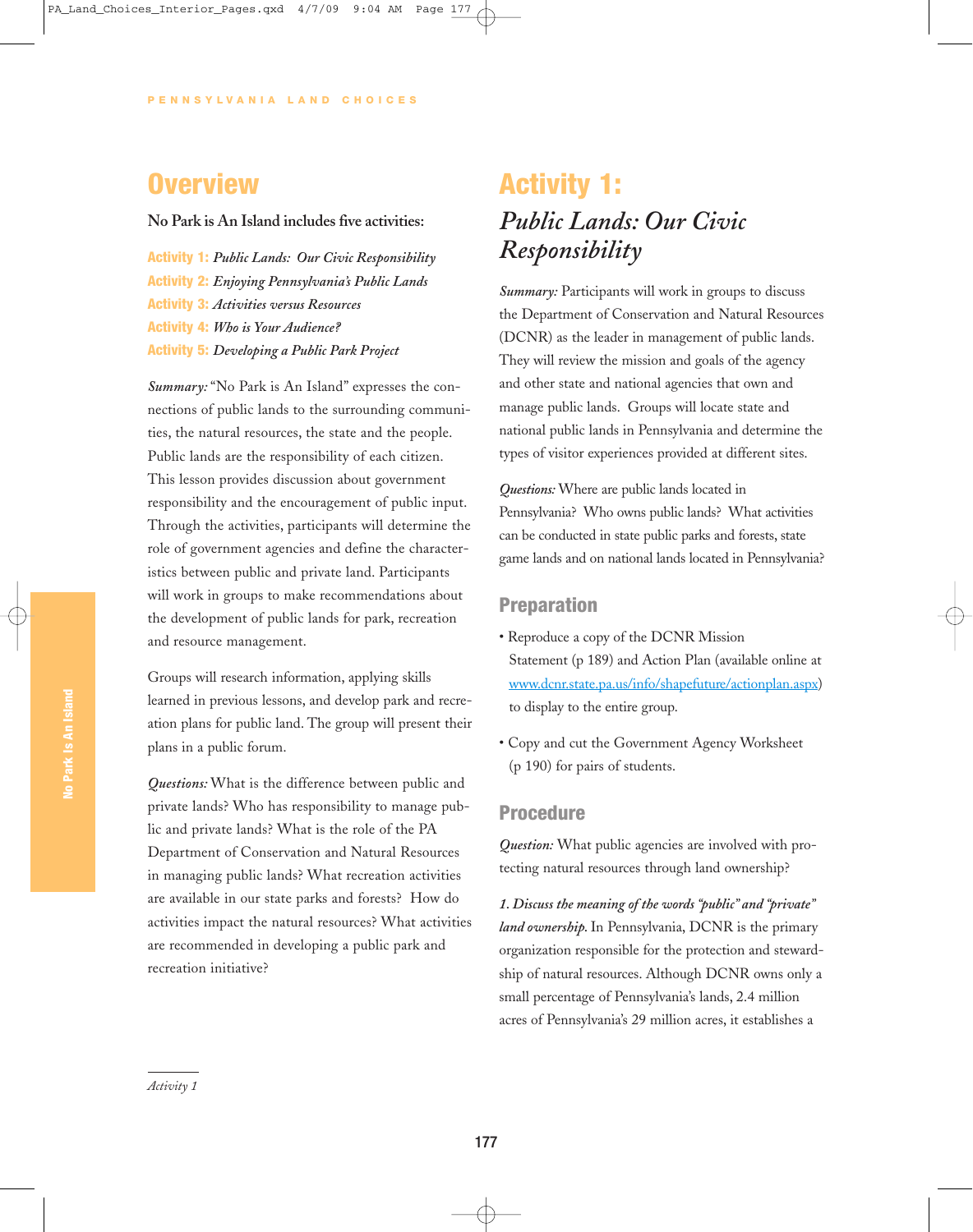## Overview

**No Park is An Island includes five activities:**

**Activity 1:** *Public Lands: Our Civic Responsibility*
**Activity 2:** *Enjoying Pennsylvania's Public Lands*
**Activity 3:** *Activities versus Resources*
**Activity 4:** *Who is Your Audience?*
**Activity 5:** *Developing a Public Park Project*

*Summary:* "No Park is An Island" expresses the connections of public lands to the surrounding communities, the natural resources, the state and the people. Public lands are the responsibility of each citizen. This lesson provides discussion about government responsibility and the encouragement of public input. Through the activities, participants will determine the role of government agencies and define the characteristics between public and private land. Participants will work in groups to make recommendations about the development of public lands for park, recreation and resource management.

Groups will research information, applying skills learned in previous lessons, and develop park and recreation plans for public land. The group will present their plans in a public forum.

*Questions:* What is the difference between public and private lands? Who has responsibility to manage public and private lands? What is the role of the PA Department of Conservation and Natural Resources in managing public lands? What recreation activities are available in our state parks and forests? How do activities impact the natural resources? What activities are recommended in developing a public park and recreation initiative?

## Activity 1:

### *Public Lands: Our Civic Responsibility*

*Summary:* Participants will work in groups to discuss the Department of Conservation and Natural Resources (DCNR) as the leader in management of public lands. They will review the mission and goals of the agency and other state and national agencies that own and manage public lands. Groups will locate state and national public lands in Pennsylvania and determine the types of visitor experiences provided at different sites.

*Questions:* Where are public lands located in Pennsylvania? Who owns public lands? What activities can be conducted in state public parks and forests, state game lands and on national lands located in Pennsylvania?

### Preparation

- Reproduce a copy of the DCNR Mission Statement (p 189) and Action Plan (available online at www.dcnr.state.pa.us/info/shapefuture/actionplan.aspx) to display to the entire group.
- Copy and cut the Government Agency Worksheet (p 190) for pairs of students.

### Procedure

*Question:* What public agencies are involved with protecting natural resources through land ownership?

*1. Discuss the meaning of the words "public" and "private" land ownership.* In Pennsylvania, DCNR is the primary organization responsible for the protection and stewardship of natural resources. Although DCNR owns only a small percentage of Pennsylvania's lands, 2.4 million acres of Pennsylvania's 29 million acres, it establishes a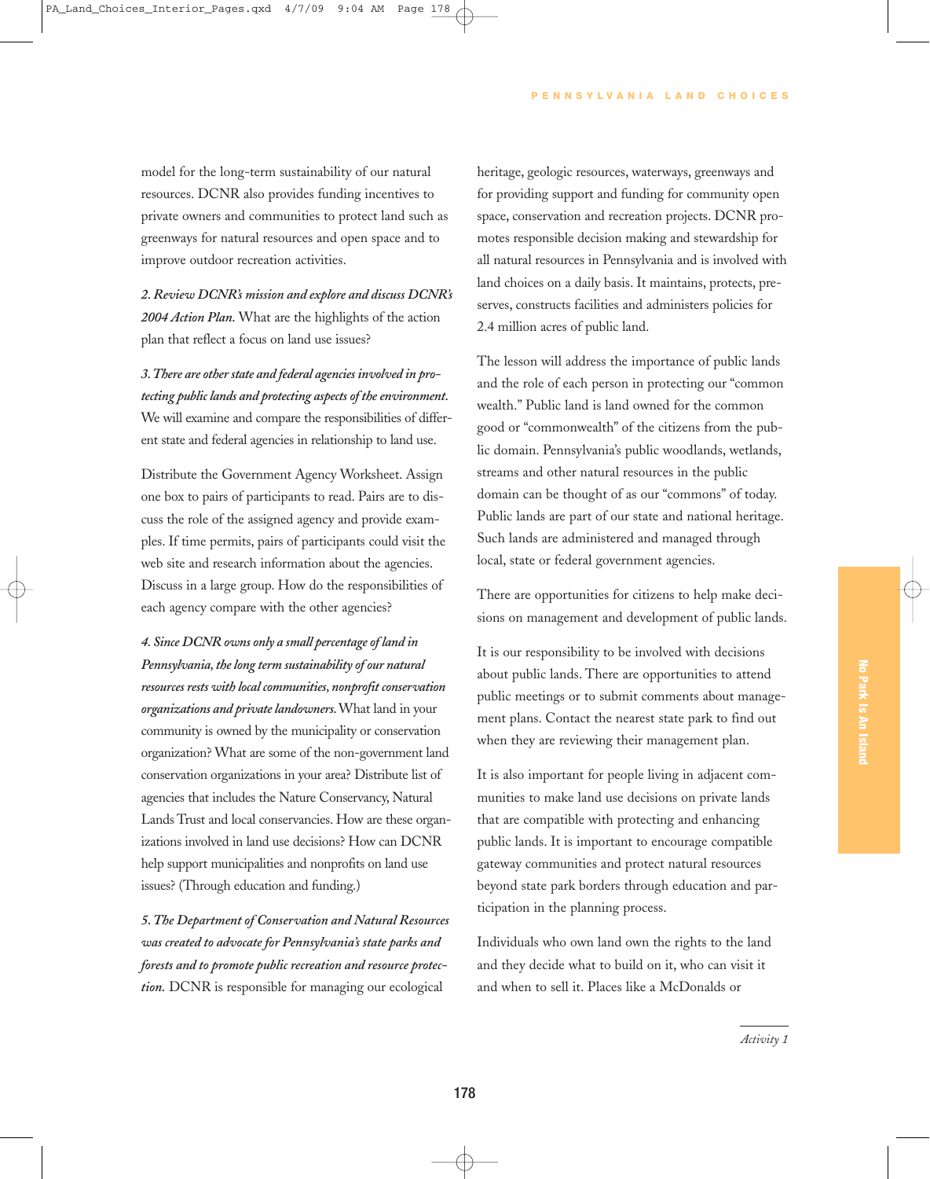model for the long-term sustainability of our natural resources. DCNR also provides funding incentives to private owners and communities to protect land such as greenways for natural resources and open space and to improve outdoor recreation activities.

*2. Review DCNR's mission and explore and discuss DCNR's 2004 Action Plan.* What are the highlights of the action plan that reflect a focus on land use issues?

*3. There are other state and federal agencies involved in protecting public lands and protecting aspects of the environment.* We will examine and compare the responsibilities of different state and federal agencies in relationship to land use.

Distribute the Government Agency Worksheet. Assign one box to pairs of participants to read. Pairs are to discuss the role of the assigned agency and provide examples. If time permits, pairs of participants could visit the web site and research information about the agencies. Discuss in a large group. How do the responsibilities of each agency compare with the other agencies?

*4. Since DCNR owns only a small percentage of land in Pennsylvania, the long term sustainability of our natural resources rests with local communities, nonprofit conservation organizations and private landowners.* What land in your community is owned by the municipality or conservation organization? What are some of the non-government land conservation organizations in your area? Distribute list of agencies that includes the Nature Conservancy, Natural Lands Trust and local conservancies. How are these organizations involved in land use decisions? How can DCNR help support municipalities and nonprofits on land use issues? (Through education and funding.)

*5. The Department of Conservation and Natural Resources was created to advocate for Pennsylvania's state parks and forests and to promote public recreation and resource protection.* DCNR is responsible for managing our ecological heritage, geologic resources, waterways, greenways and for providing support and funding for community open space, conservation and recreation projects. DCNR promotes responsible decision making and stewardship for all natural resources in Pennsylvania and is involved with land choices on a daily basis. It maintains, protects, preserves, constructs facilities and administers policies for 2.4 million acres of public land.

The lesson will address the importance of public lands and the role of each person in protecting our "common wealth." Public land is land owned for the common good or "commonwealth" of the citizens from the public domain. Pennsylvania's public woodlands, wetlands, streams and other natural resources in the public domain can be thought of as our "commons" of today. Public lands are part of our state and national heritage. Such lands are administered and managed through local, state or federal government agencies.

There are opportunities for citizens to help make decisions on management and development of public lands.

It is our responsibility to be involved with decisions about public lands. There are opportunities to attend public meetings or to submit comments about management plans. Contact the nearest state park to find out when they are reviewing their management plan.

It is also important for people living in adjacent communities to make land use decisions on private lands that are compatible with protecting and enhancing public lands. It is important to encourage compatible gateway communities and protect natural resources beyond state park borders through education and participation in the planning process.

Individuals who own land own the rights to the land and they decide what to build on it, who can visit it and when to sell it. Places like a McDonalds or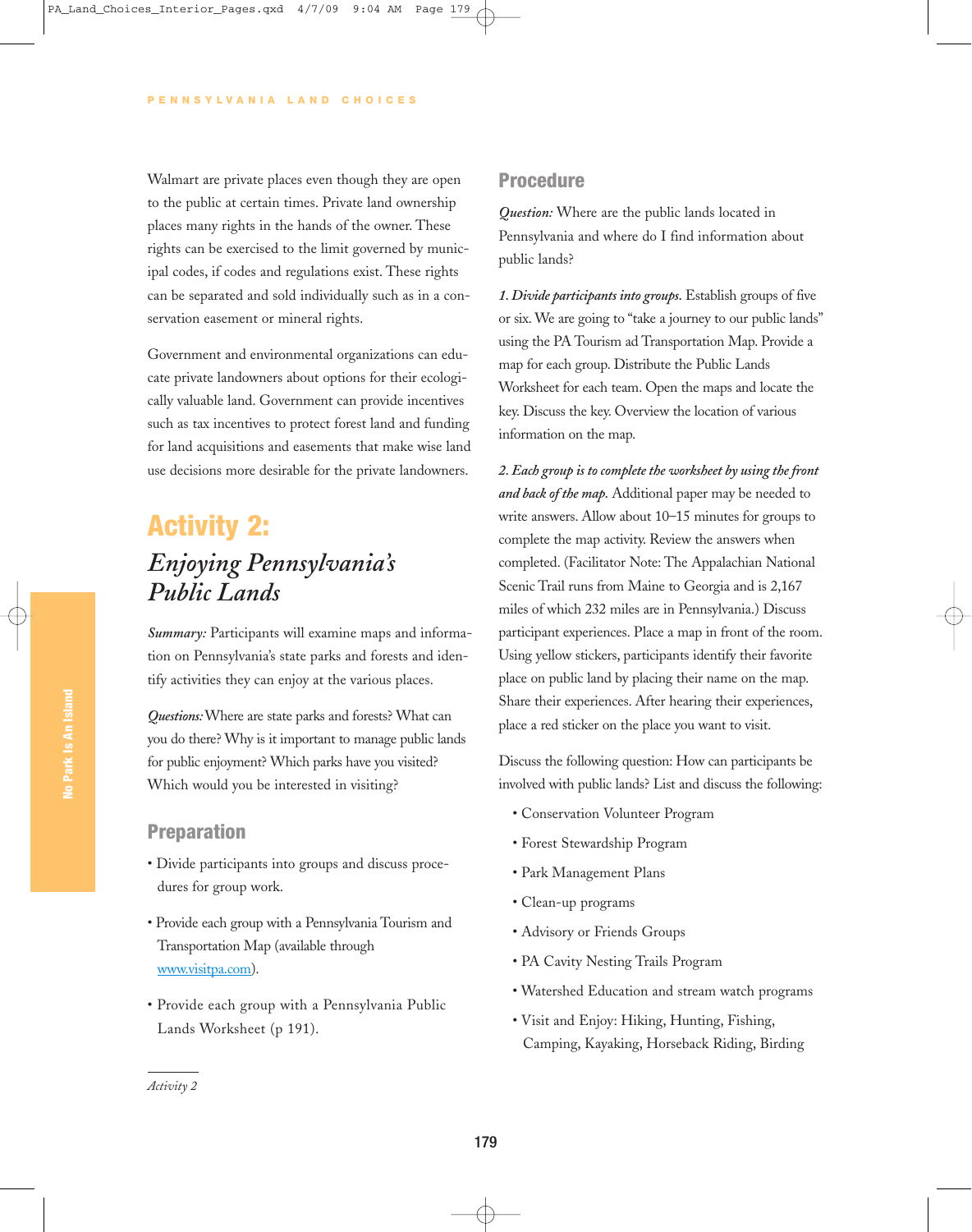Walmart are private places even though they are open to the public at certain times. Private land ownership places many rights in the hands of the owner. These rights can be exercised to the limit governed by municipal codes, if codes and regulations exist. These rights can be separated and sold individually such as in a conservation easement or mineral rights.

Government and environmental organizations can educate private landowners about options for their ecologically valuable land. Government can provide incentives such as tax incentives to protect forest land and funding for land acquisitions and easements that make wise land use decisions more desirable for the private landowners.

# Activity 2:

## *Enjoying Pennsylvania's Public Lands*

*Summary:* Participants will examine maps and information on Pennsylvania's state parks and forests and identify activities they can enjoy at the various places.

*Questions:* Where are state parks and forests? What can you do there? Why is it important to manage public lands for public enjoyment? Which parks have you visited? Which would you be interested in visiting?

### Preparation

- Divide participants into groups and discuss procedures for group work.
- Provide each group with a Pennsylvania Tourism and Transportation Map (available through www.visitpa.com).
- Provide each group with a Pennsylvania Public Lands Worksheet (p 191).

### Procedure

*Question:* Where are the public lands located in Pennsylvania and where do I find information about public lands?

*1. Divide participants into groups.* Establish groups of five or six. We are going to "take a journey to our public lands" using the PA Tourism ad Transportation Map. Provide a map for each group. Distribute the Public Lands Worksheet for each team. Open the maps and locate the key. Discuss the key. Overview the location of various information on the map.

*2. Each group is to complete the worksheet by using the front and back of the map.* Additional paper may be needed to write answers. Allow about 10–15 minutes for groups to complete the map activity. Review the answers when completed. (Facilitator Note: The Appalachian National Scenic Trail runs from Maine to Georgia and is 2,167 miles of which 232 miles are in Pennsylvania.) Discuss participant experiences. Place a map in front of the room. Using yellow stickers, participants identify their favorite place on public land by placing their name on the map. Share their experiences. After hearing their experiences, place a red sticker on the place you want to visit.

Discuss the following question: How can participants be involved with public lands? List and discuss the following:

- Conservation Volunteer Program
- Forest Stewardship Program
- Park Management Plans
- Clean-up programs
- Advisory or Friends Groups
- PA Cavity Nesting Trails Program
- Watershed Education and stream watch programs
- Visit and Enjoy: Hiking, Hunting, Fishing, Camping, Kayaking, Horseback Riding, Birding